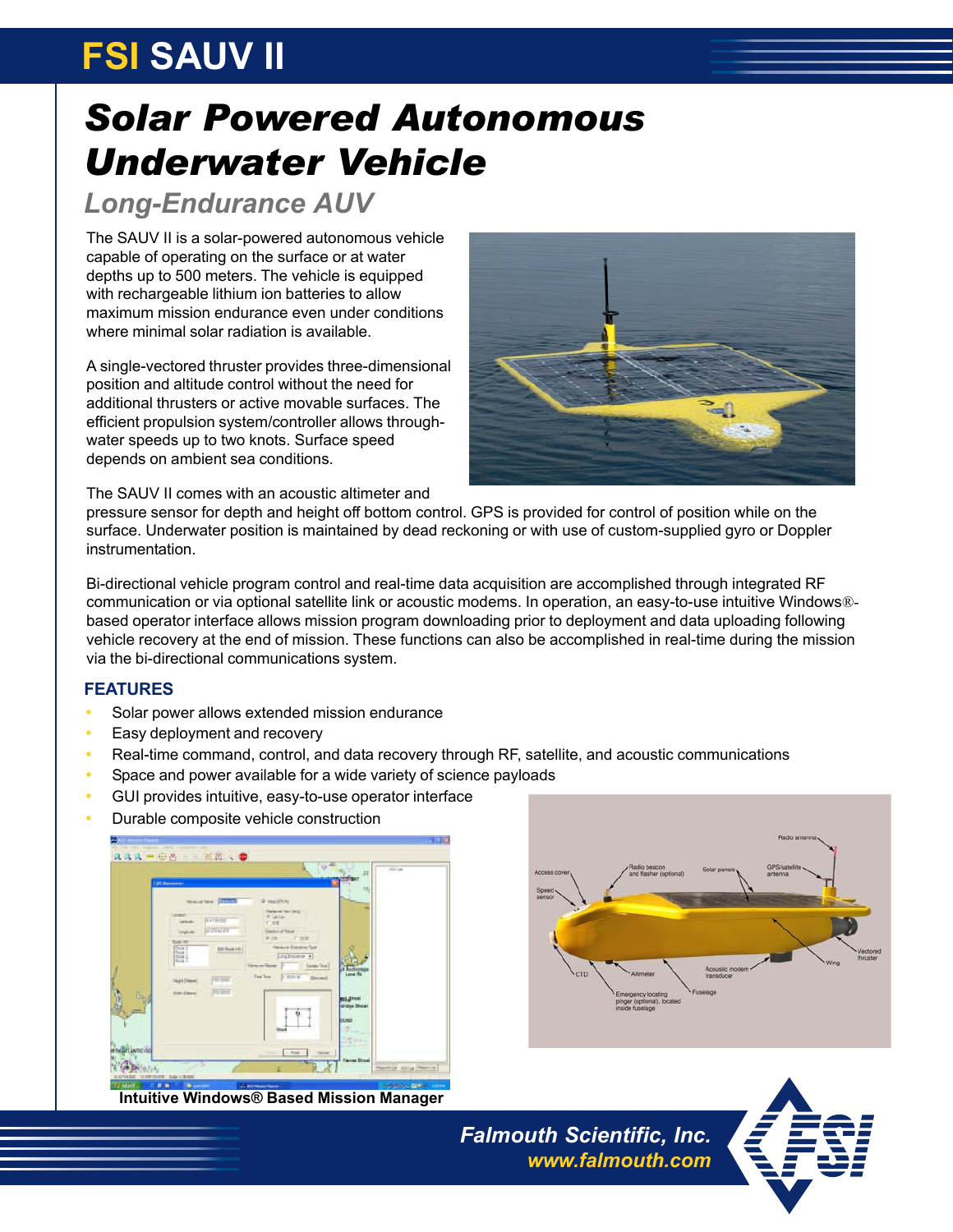# FSI SAUV II

# Solar Powered Autonomous Underwater Vehicle

## Long-Endurance AUV

The SAUV II is a solar-powered autonomous vehicle capable of operating on the surface or at water depths up to 500 meters. The vehicle is equipped with rechargeable lithium ion batteries to allow maximum mission endurance even under conditions where minimal solar radiation is available.

A single-vectored thruster provides three-dimensional position and altitude control without the need for additional thrusters or active movable surfaces. The efficient propulsion system/controller allows through-water speeds up to two knots. Surface speed depends on ambient sea conditions.

The SAUV II comes with an acoustic altimeter and pressure sensor for depth and height off bottom control. GPS is provided for control of position while on the surface. Underwater position is maintained by dead reckoning or with use of custom-supplied gyro or Doppler instrumentation.

Bi-directional vehicle program control and real-time data acquisition are accomplished through integrated RF communication or via optional satellite link or acoustic modems. In operation, an easy-to-use intuitive Windows®-based operator interface allows mission program downloading prior to deployment and data uploading following vehicle recovery at the end of mission. These functions can also be accomplished in real-time during the mission via the bi-directional communications system.

### FEATURES

- Solar power allows extended mission endurance
- Easy deployment and recovery
- Real-time command, control, and data recovery through RF, satellite, and acoustic communications
- Space and power available for a wide variety of science payloads
- GUI provides intuitive, easy-to-use operator interface
- Durable composite vehicle construction

**Intuitive Windows® Based Mission Manager**

*Falmouth Scientific, Inc.*
*www.falmouth.com*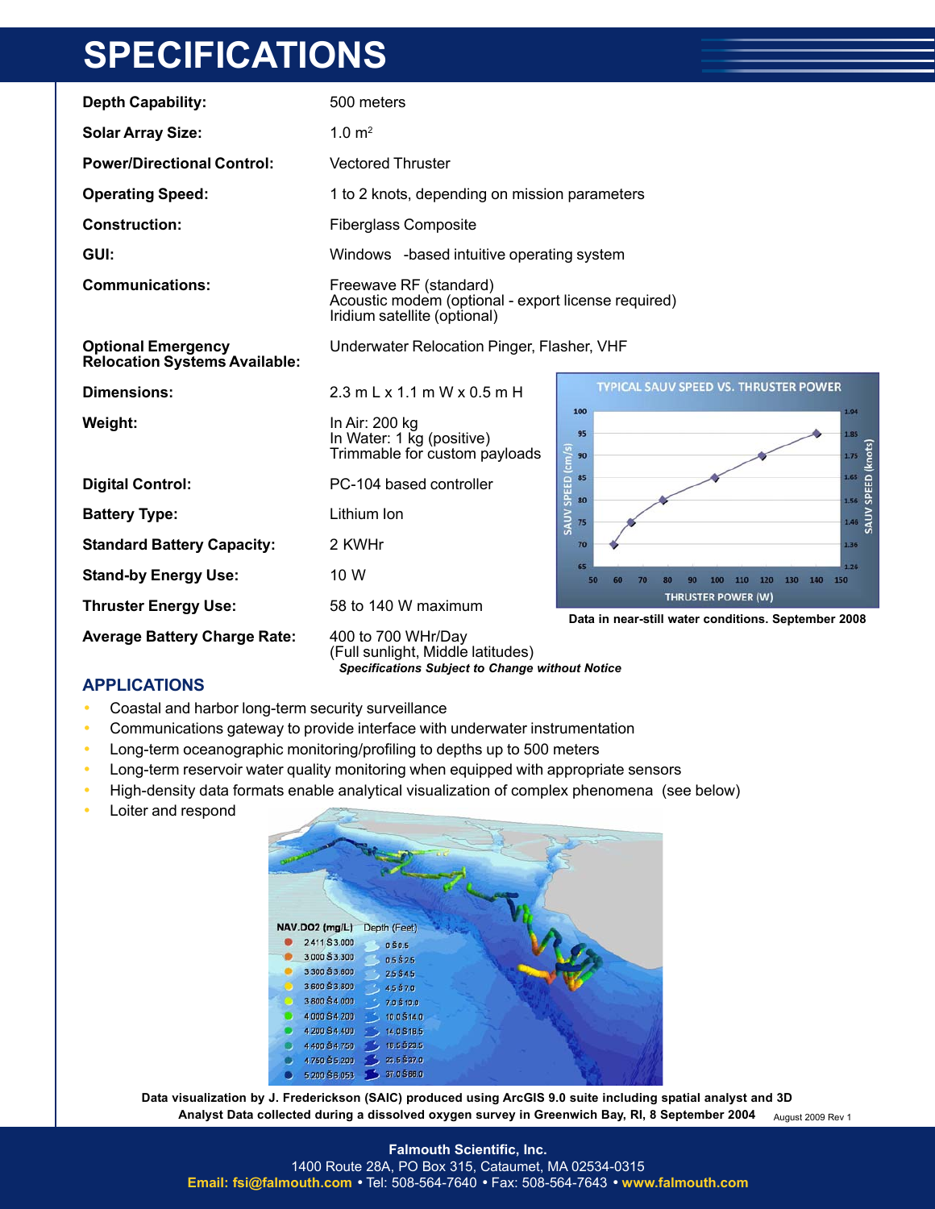# SPECIFICATIONS

| | |
|---|---|
| **Depth Capability:** | 500 meters |
| **Solar Array Size:** | 1.0 m$^2$ |
| **Power/Directional Control:** | Vectored Thruster |
| **Operating Speed:** | 1 to 2 knots, depending on mission parameters |
| **Construction:** | Fiberglass Composite |
| **GUI:** | Windows -based intuitive operating system |
| **Communications:** | Freewave RF (standard)<br>Acoustic modem (optional - export license required)<br>Iridium satellite (optional) |
| **Optional Emergency Relocation Systems Available:** | Underwater Relocation Pinger, Flasher, VHF |
| **Dimensions:** | 2.3 m L x 1.1 m W x 0.5 m H |
| **Weight:** | In Air: 200 kg<br>In Water: 1 kg (positive)<br>Trimmable for custom payloads |
| **Digital Control:** | PC-104 based controller |
| **Battery Type:** | Lithium Ion |
| **Standard Battery Capacity:** | 2 KWHr |
| **Stand-by Energy Use:** | 10 W |
| **Thruster Energy Use:** | 58 to 140 W maximum |
| **Average Battery Charge Rate:** | 400 to 700 WHr/Day<br>(Full sunlight, Middle latitudes) |

TYPICAL SAUV SPEED VS. THRUSTER POWER

SAUV SPEED (cm/s): 65, 70, 75, 80, 85, 90, 95, 100

SAUV SPEED (knots): 1.26, 1.36, 1.46, 1.56, 1.65, 1.75, 1.85, 1.94

THRUSTER POWER (W): 50, 60, 70, 80, 90, 100, 110, 120, 130, 140, 150

Data in near-still water conditions. September 2008

*Specifications Subject to Change without Notice*

## APPLICATIONS

- Coastal and harbor long-term security surveillance
- Communications gateway to provide interface with underwater instrumentation
- Long-term oceanographic monitoring/profiling to depths up to 500 meters
- Long-term reservoir water quality monitoring when equipped with appropriate sensors
- High-density data formats enable analytical visualization of complex phenomena (see below)
- Loiter and respond

Data visualization by J. Frederickson (SAIC) produced using ArcGIS 9.0 suite including spatial analyst and 3D Analyst Data collected during a dissolved oxygen survey in Greenwich Bay, RI, 8 September 2004

August 2009 Rev 1

**Falmouth Scientific, Inc.**
1400 Route 28A, PO Box 315, Cataumet, MA 02534-0315
**Email: fsi@falmouth.com** • Tel: 508-564-7640 • Fax: 508-564-7643 • **www.falmouth.com**